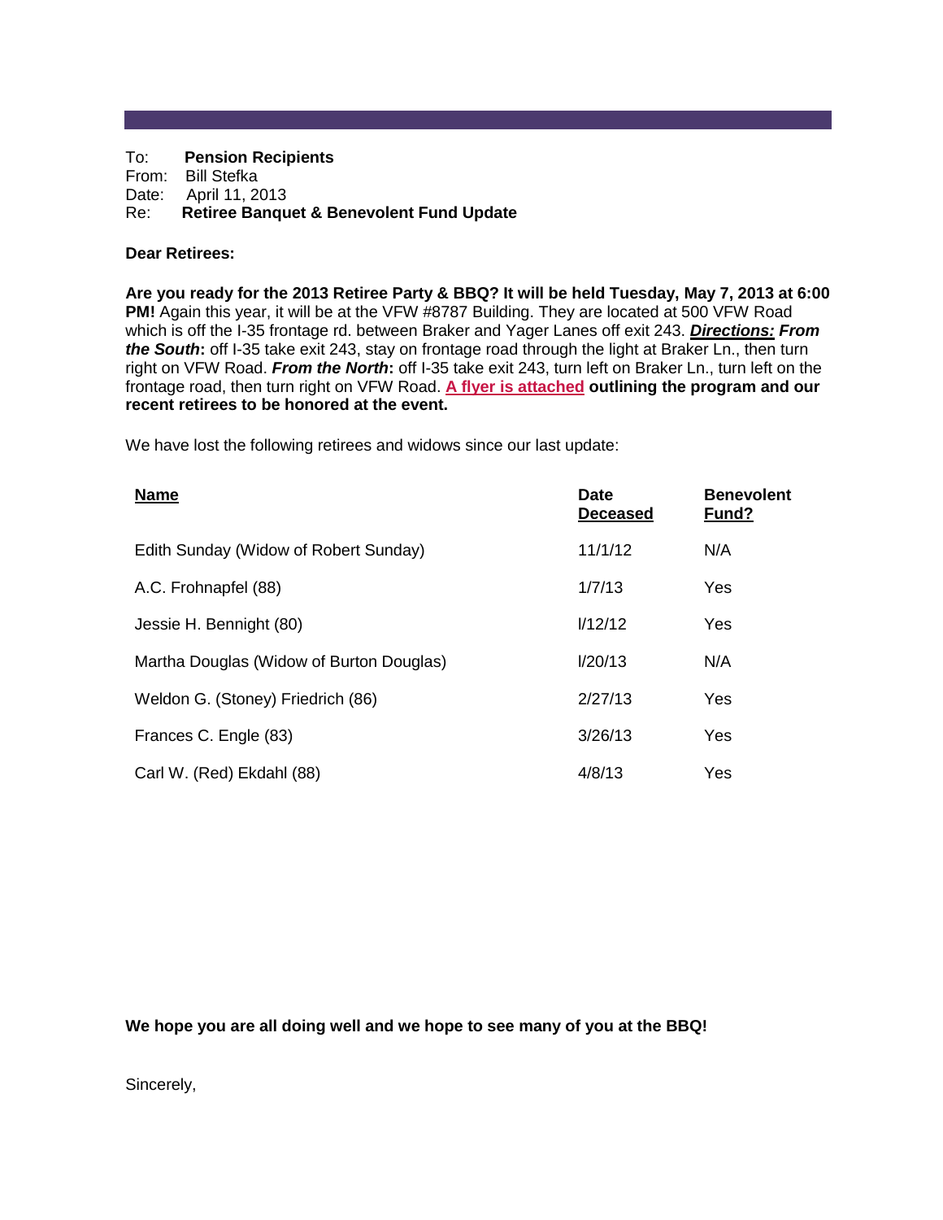To: **Pension Recipients**
From: Bill Stefka
Date: April 11, 2013
Re: **Retiree Banquet & Benevolent Fund Update**

**Dear Retirees:**

**Are you ready for the 2013 Retiree Party & BBQ? It will be held Tuesday, May 7, 2013 at 6:00 PM!** Again this year, it will be at the VFW #8787 Building. They are located at 500 VFW Road which is off the I-35 frontage rd. between Braker and Yager Lanes off exit 243. ***Directions:*** ***From the South*****:** off I-35 take exit 243, stay on frontage road through the light at Braker Ln., then turn right on VFW Road. ***From the North*****:** off I-35 take exit 243, turn left on Braker Ln., turn left on the frontage road, then turn right on VFW Road. **A flyer is attached outlining the program and our recent retirees to be honored at the event.**

We have lost the following retirees and widows since our last update:

| Name | Date Deceased | Benevolent Fund? |
|---|---|---|
| Edith Sunday (Widow of Robert Sunday) | 11/1/12 | N/A |
| A.C. Frohnapfel (88) | 1/7/13 | Yes |
| Jessie H. Bennight (80) | l/12/12 | Yes |
| Martha Douglas (Widow of Burton Douglas) | l/20/13 | N/A |
| Weldon G. (Stoney) Friedrich (86) | 2/27/13 | Yes |
| Frances C. Engle (83) | 3/26/13 | Yes |
| Carl W. (Red) Ekdahl (88) | 4/8/13 | Yes |

**We hope you are all doing well and we hope to see many of you at the BBQ!**

Sincerely,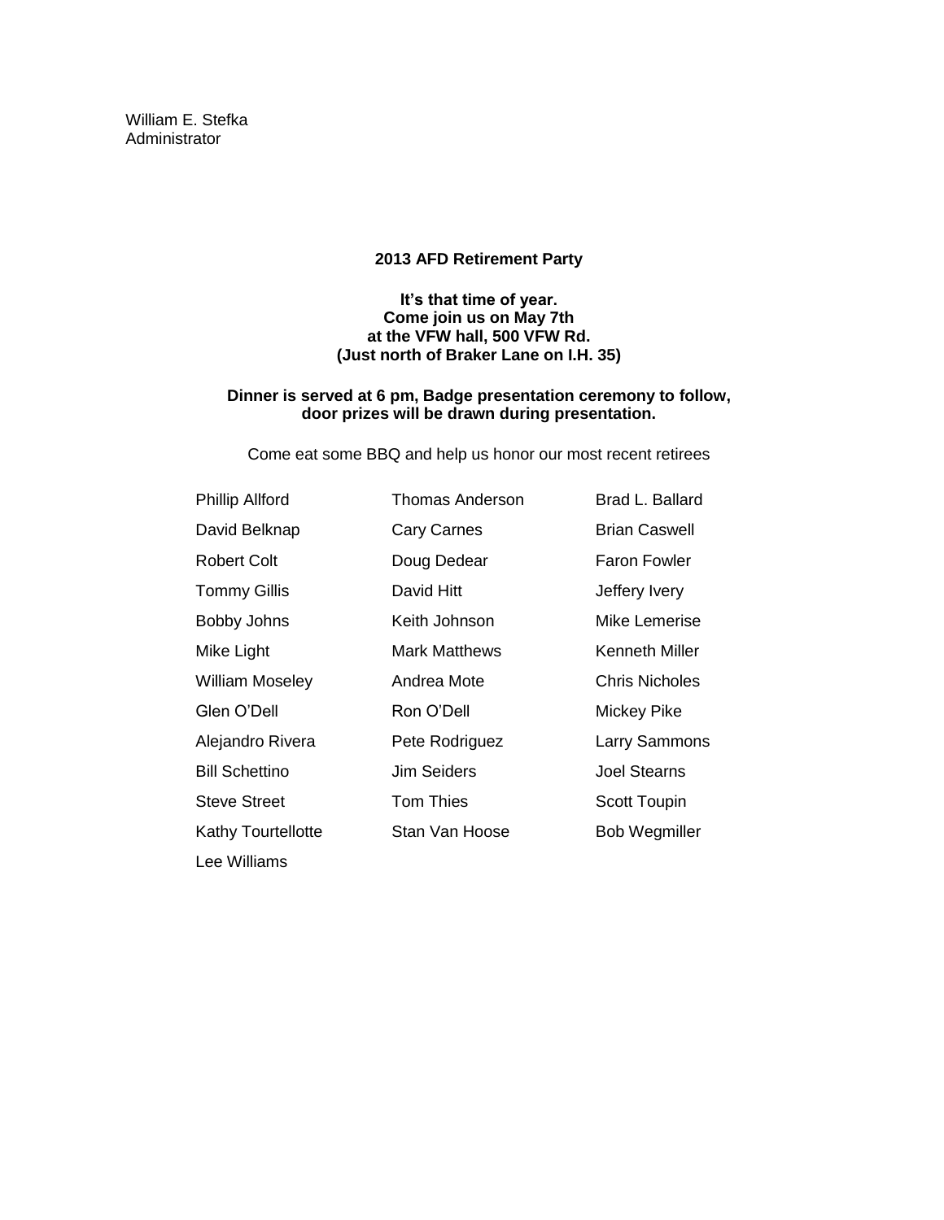William E. Stefka
Administrator

**2013 AFD Retirement Party**

**It's that time of year.**
**Come join us on May 7th**
**at the VFW hall, 500 VFW Rd.**
**(Just north of Braker Lane on I.H. 35)**

**Dinner is served at 6 pm, Badge presentation ceremony to follow, door prizes will be drawn during presentation.**

Come eat some BBQ and help us honor our most recent retirees

| | | |
|---|---|---|
| Phillip Allford | Thomas Anderson | Brad L. Ballard |
| David Belknap | Cary Carnes | Brian Caswell |
| Robert Colt | Doug Dedear | Faron Fowler |
| Tommy Gillis | David Hitt | Jeffery Ivery |
| Bobby Johns | Keith Johnson | Mike Lemerise |
| Mike Light | Mark Matthews | Kenneth Miller |
| William Moseley | Andrea Mote | Chris Nicholes |
| Glen O'Dell | Ron O'Dell | Mickey Pike |
| Alejandro Rivera | Pete Rodriguez | Larry Sammons |
| Bill Schettino | Jim Seiders | Joel Stearns |
| Steve Street | Tom Thies | Scott Toupin |
| Kathy Tourtellotte | Stan Van Hoose | Bob Wegmiller |
| Lee Williams | | |